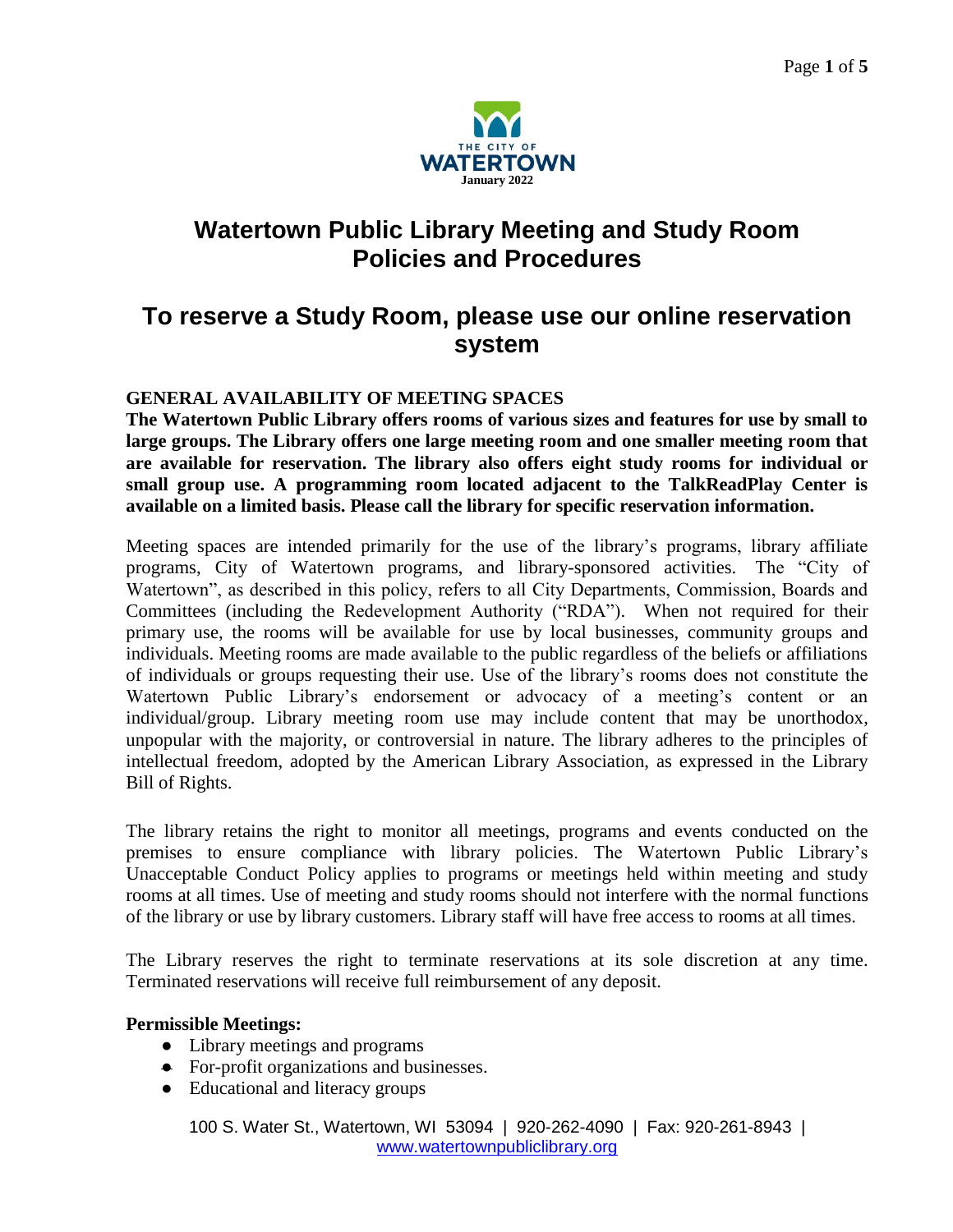THE CITY OF WATERTOWN

January 2022

# Watertown Public Library Meeting and Study Room Policies and Procedures

## To reserve a Study Room, please use our online reservation system

**GENERAL AVAILABILITY OF MEETING SPACES**

**The Watertown Public Library offers rooms of various sizes and features for use by small to large groups. The Library offers one large meeting room and one smaller meeting room that are available for reservation. The library also offers eight study rooms for individual or small group use. A programming room located adjacent to the TalkReadPlay Center is available on a limited basis. Please call the library for specific reservation information.**

Meeting spaces are intended primarily for the use of the library's programs, library affiliate programs, City of Watertown programs, and library-sponsored activities. The "City of Watertown", as described in this policy, refers to all City Departments, Commission, Boards and Committees (including the Redevelopment Authority ("RDA"). When not required for their primary use, the rooms will be available for use by local businesses, community groups and individuals. Meeting rooms are made available to the public regardless of the beliefs or affiliations of individuals or groups requesting their use. Use of the library's rooms does not constitute the Watertown Public Library's endorsement or advocacy of a meeting's content or an individual/group. Library meeting room use may include content that may be unorthodox, unpopular with the majority, or controversial in nature. The library adheres to the principles of intellectual freedom, adopted by the American Library Association, as expressed in the Library Bill of Rights.

The library retains the right to monitor all meetings, programs and events conducted on the premises to ensure compliance with library policies. The Watertown Public Library's Unacceptable Conduct Policy applies to programs or meetings held within meeting and study rooms at all times. Use of meeting and study rooms should not interfere with the normal functions of the library or use by library customers. Library staff will have free access to rooms at all times.

The Library reserves the right to terminate reservations at its sole discretion at any time. Terminated reservations will receive full reimbursement of any deposit.

**Permissible Meetings:**

- Library meetings and programs
- For-profit organizations and businesses.
- Educational and literacy groups

100 S. Water St., Watertown, WI 53094 | 920-262-4090 | Fax: 920-261-8943 | www.watertownpubliclibrary.org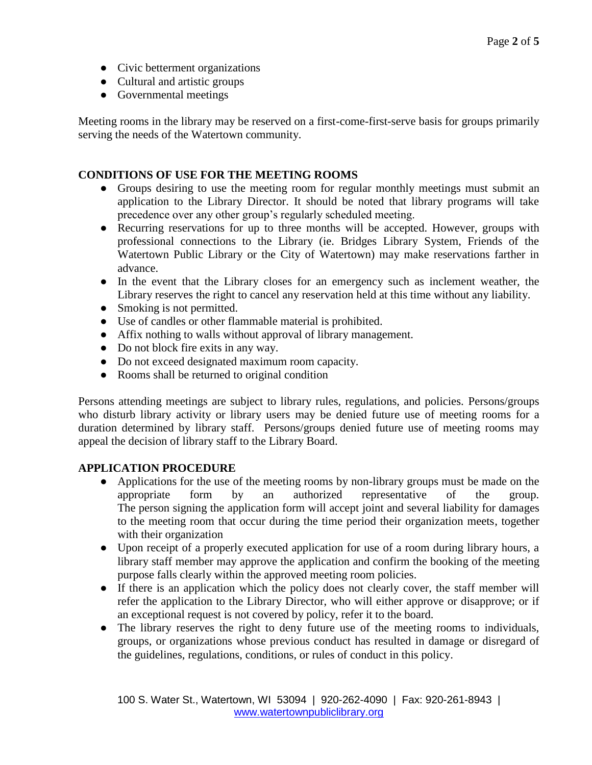- Civic betterment organizations
- Cultural and artistic groups
- Governmental meetings

Meeting rooms in the library may be reserved on a first-come-first-serve basis for groups primarily serving the needs of the Watertown community.

**CONDITIONS OF USE FOR THE MEETING ROOMS**

- Groups desiring to use the meeting room for regular monthly meetings must submit an application to the Library Director. It should be noted that library programs will take precedence over any other group's regularly scheduled meeting.
- Recurring reservations for up to three months will be accepted. However, groups with professional connections to the Library (ie. Bridges Library System, Friends of the Watertown Public Library or the City of Watertown) may make reservations farther in advance.
- In the event that the Library closes for an emergency such as inclement weather, the Library reserves the right to cancel any reservation held at this time without any liability.
- Smoking is not permitted.
- Use of candles or other flammable material is prohibited.
- Affix nothing to walls without approval of library management.
- Do not block fire exits in any way.
- Do not exceed designated maximum room capacity.
- Rooms shall be returned to original condition

Persons attending meetings are subject to library rules, regulations, and policies. Persons/groups who disturb library activity or library users may be denied future use of meeting rooms for a duration determined by library staff. Persons/groups denied future use of meeting rooms may appeal the decision of library staff to the Library Board.

**APPLICATION PROCEDURE**

- Applications for the use of the meeting rooms by non-library groups must be made on the appropriate form by an authorized representative of the group. The person signing the application form will accept joint and several liability for damages to the meeting room that occur during the time period their organization meets, together with their organization
- Upon receipt of a properly executed application for use of a room during library hours, a library staff member may approve the application and confirm the booking of the meeting purpose falls clearly within the approved meeting room policies.
- If there is an application which the policy does not clearly cover, the staff member will refer the application to the Library Director, who will either approve or disapprove; or if an exceptional request is not covered by policy, refer it to the board.
- The library reserves the right to deny future use of the meeting rooms to individuals, groups, or organizations whose previous conduct has resulted in damage or disregard of the guidelines, regulations, conditions, or rules of conduct in this policy.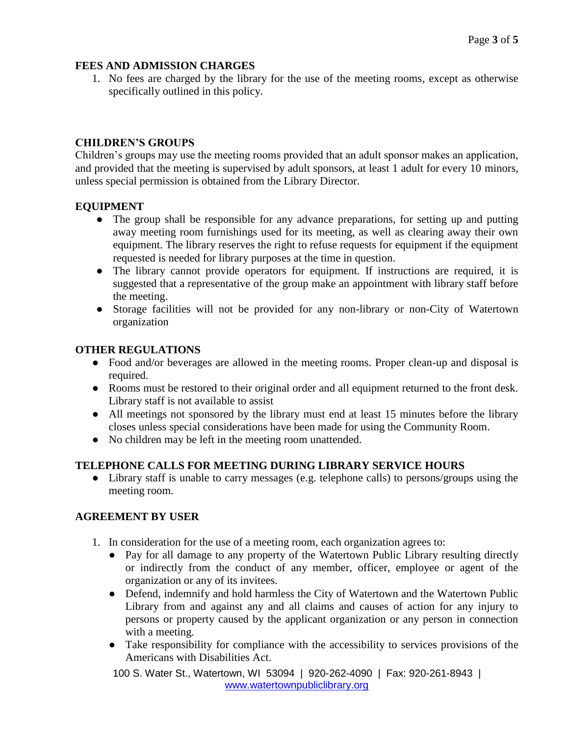**FEES AND ADMISSION CHARGES**

1. No fees are charged by the library for the use of the meeting rooms, except as otherwise specifically outlined in this policy.

**CHILDREN'S GROUPS**

Children's groups may use the meeting rooms provided that an adult sponsor makes an application, and provided that the meeting is supervised by adult sponsors, at least 1 adult for every 10 minors, unless special permission is obtained from the Library Director.

**EQUIPMENT**

- The group shall be responsible for any advance preparations, for setting up and putting away meeting room furnishings used for its meeting, as well as clearing away their own equipment. The library reserves the right to refuse requests for equipment if the equipment requested is needed for library purposes at the time in question.
- The library cannot provide operators for equipment. If instructions are required, it is suggested that a representative of the group make an appointment with library staff before the meeting.
- Storage facilities will not be provided for any non-library or non-City of Watertown organization

**OTHER REGULATIONS**

- Food and/or beverages are allowed in the meeting rooms. Proper clean-up and disposal is required.
- Rooms must be restored to their original order and all equipment returned to the front desk. Library staff is not available to assist
- All meetings not sponsored by the library must end at least 15 minutes before the library closes unless special considerations have been made for using the Community Room.
- No children may be left in the meeting room unattended.

**TELEPHONE CALLS FOR MEETING DURING LIBRARY SERVICE HOURS**

- Library staff is unable to carry messages (e.g. telephone calls) to persons/groups using the meeting room.

**AGREEMENT BY USER**

1. In consideration for the use of a meeting room, each organization agrees to:
   - Pay for all damage to any property of the Watertown Public Library resulting directly or indirectly from the conduct of any member, officer, employee or agent of the organization or any of its invitees.
   - Defend, indemnify and hold harmless the City of Watertown and the Watertown Public Library from and against any and all claims and causes of action for any injury to persons or property caused by the applicant organization or any person in connection with a meeting.
   - Take responsibility for compliance with the accessibility to services provisions of the Americans with Disabilities Act.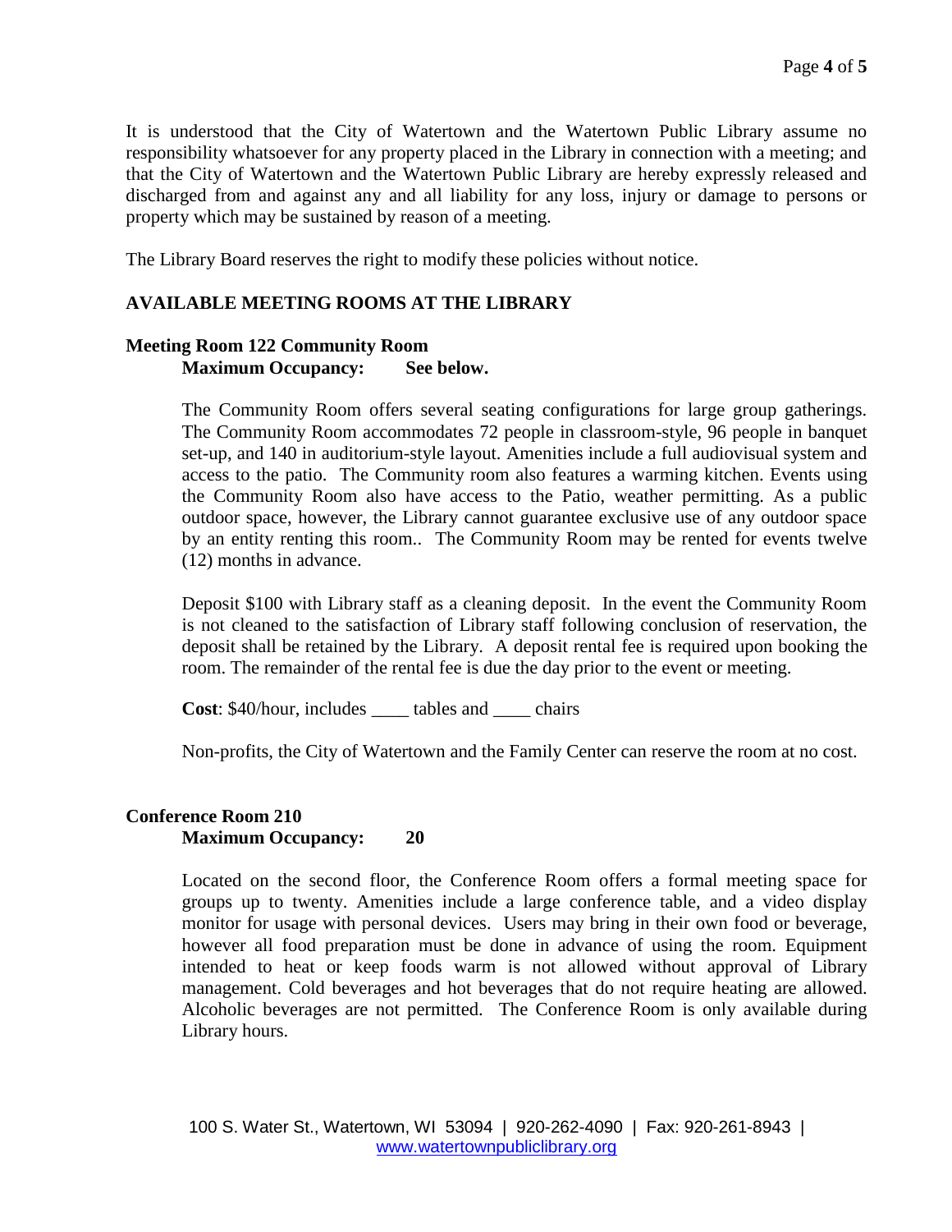It is understood that the City of Watertown and the Watertown Public Library assume no responsibility whatsoever for any property placed in the Library in connection with a meeting; and that the City of Watertown and the Watertown Public Library are hereby expressly released and discharged from and against any and all liability for any loss, injury or damage to persons or property which may be sustained by reason of a meeting.

The Library Board reserves the right to modify these policies without notice.

## AVAILABLE MEETING ROOMS AT THE LIBRARY

### Meeting Room 122 Community Room

**Maximum Occupancy: See below.**

The Community Room offers several seating configurations for large group gatherings. The Community Room accommodates 72 people in classroom-style, 96 people in banquet set-up, and 140 in auditorium-style layout. Amenities include a full audiovisual system and access to the patio. The Community room also features a warming kitchen. Events using the Community Room also have access to the Patio, weather permitting. As a public outdoor space, however, the Library cannot guarantee exclusive use of any outdoor space by an entity renting this room.. The Community Room may be rented for events twelve (12) months in advance.

Deposit $100 with Library staff as a cleaning deposit. In the event the Community Room is not cleaned to the satisfaction of Library staff following conclusion of reservation, the deposit shall be retained by the Library. A deposit rental fee is required upon booking the room. The remainder of the rental fee is due the day prior to the event or meeting.

**Cost**: $40/hour, includes ____ tables and ____ chairs

Non-profits, the City of Watertown and the Family Center can reserve the room at no cost.

### Conference Room 210

**Maximum Occupancy: 20**

Located on the second floor, the Conference Room offers a formal meeting space for groups up to twenty. Amenities include a large conference table, and a video display monitor for usage with personal devices. Users may bring in their own food or beverage, however all food preparation must be done in advance of using the room. Equipment intended to heat or keep foods warm is not allowed without approval of Library management. Cold beverages and hot beverages that do not require heating are allowed. Alcoholic beverages are not permitted. The Conference Room is only available during Library hours.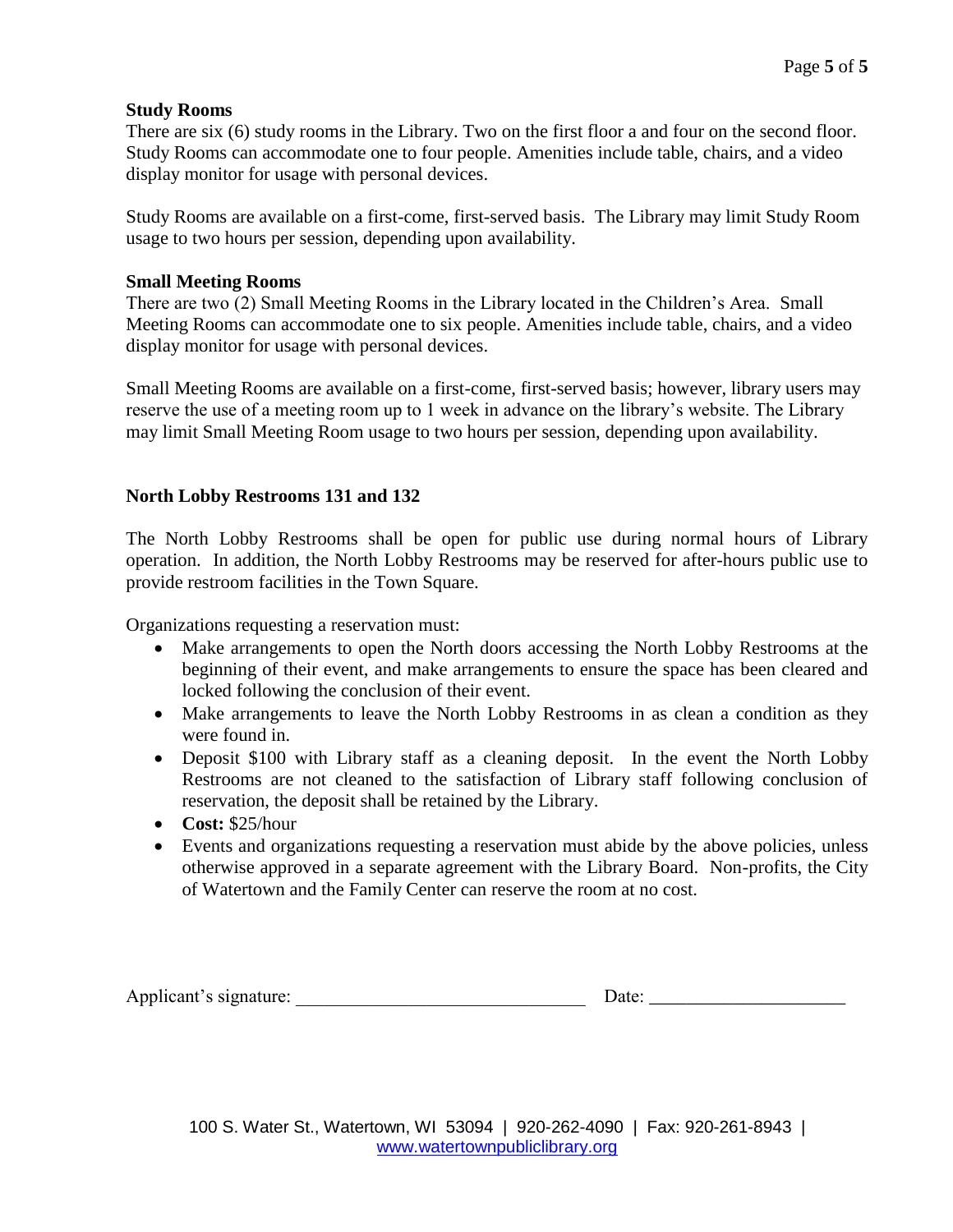**Study Rooms**

There are six (6) study rooms in the Library. Two on the first floor a and four on the second floor. Study Rooms can accommodate one to four people. Amenities include table, chairs, and a video display monitor for usage with personal devices.

Study Rooms are available on a first-come, first-served basis. The Library may limit Study Room usage to two hours per session, depending upon availability.

**Small Meeting Rooms**

There are two (2) Small Meeting Rooms in the Library located in the Children's Area. Small Meeting Rooms can accommodate one to six people. Amenities include table, chairs, and a video display monitor for usage with personal devices.

Small Meeting Rooms are available on a first-come, first-served basis; however, library users may reserve the use of a meeting room up to 1 week in advance on the library's website. The Library may limit Small Meeting Room usage to two hours per session, depending upon availability.

**North Lobby Restrooms 131 and 132**

The North Lobby Restrooms shall be open for public use during normal hours of Library operation. In addition, the North Lobby Restrooms may be reserved for after-hours public use to provide restroom facilities in the Town Square.

Organizations requesting a reservation must:

- Make arrangements to open the North doors accessing the North Lobby Restrooms at the beginning of their event, and make arrangements to ensure the space has been cleared and locked following the conclusion of their event.
- Make arrangements to leave the North Lobby Restrooms in as clean a condition as they were found in.
- Deposit $100 with Library staff as a cleaning deposit. In the event the North Lobby Restrooms are not cleaned to the satisfaction of Library staff following conclusion of reservation, the deposit shall be retained by the Library.
- **Cost:** $25/hour
- Events and organizations requesting a reservation must abide by the above policies, unless otherwise approved in a separate agreement with the Library Board. Non-profits, the City of Watertown and the Family Center can reserve the room at no cost.

Applicant's signature: ______________________________ Date: ____________________

100 S. Water St., Watertown, WI 53094 | 920-262-4090 | Fax: 920-261-8943 | www.watertownpubliclibrary.org